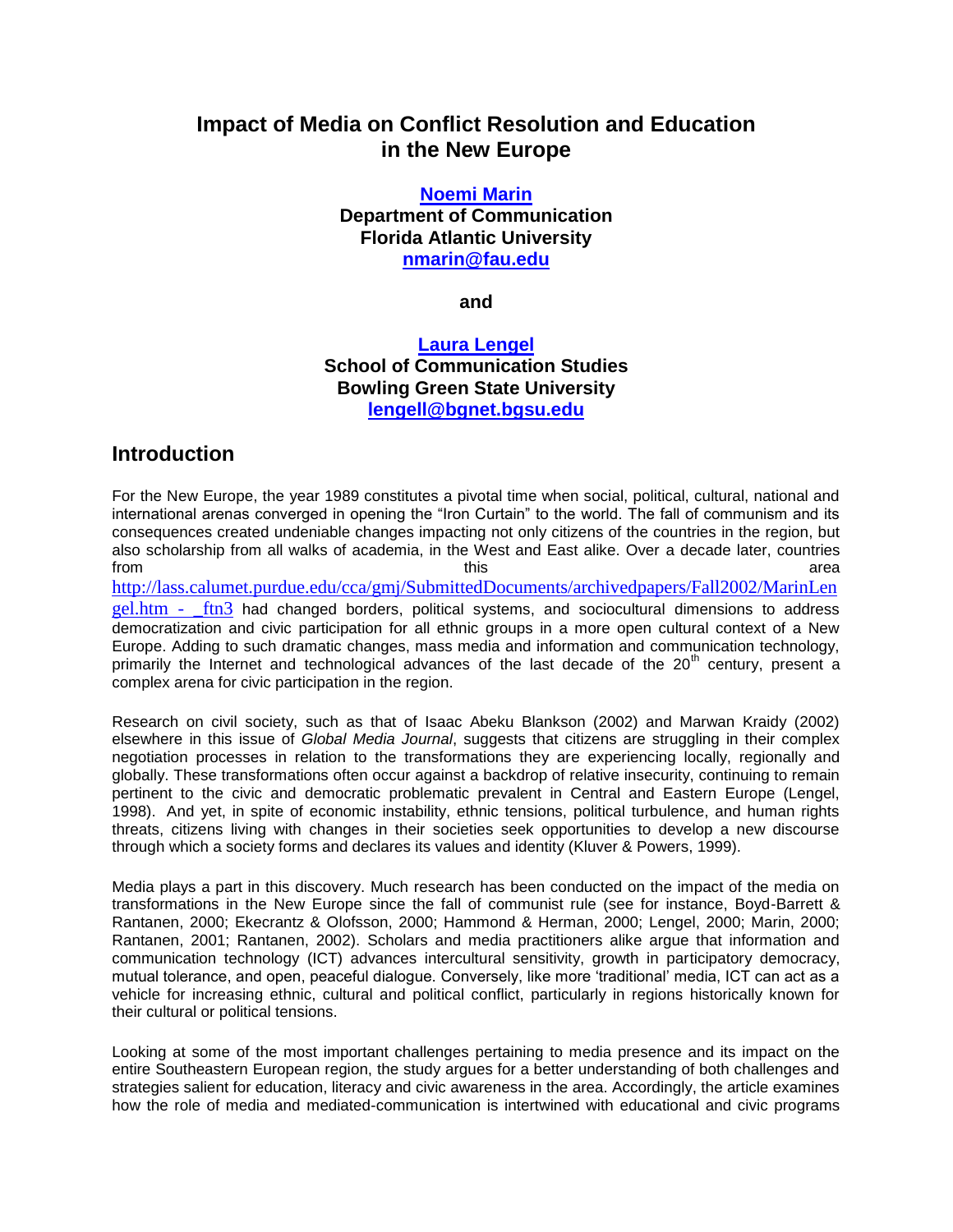# Impact of Media on Conflict Resolution and Education in the New Europe

**Noemi Marin**
**Department of Communication**
**Florida Atlantic University**
**nmarin@fau.edu**

**and**

**Laura Lengel**
**School of Communication Studies**
**Bowling Green State University**
**lengell@bgnet.bgsu.edu**

## Introduction

For the New Europe, the year 1989 constitutes a pivotal time when social, political, cultural, national and international arenas converged in opening the "Iron Curtain" to the world. The fall of communism and its consequences created undeniable changes impacting not only citizens of the countries in the region, but also scholarship from all walks of academia, in the West and East alike. Over a decade later, countries from this area http://lass.calumet.purdue.edu/cca/gmj/SubmittedDocuments/archivedpapers/Fall2002/MarinLengel.htm - _ftn3 had changed borders, political systems, and sociocultural dimensions to address democratization and civic participation for all ethnic groups in a more open cultural context of a New Europe. Adding to such dramatic changes, mass media and information and communication technology, primarily the Internet and technological advances of the last decade of the 20th century, present a complex arena for civic participation in the region.

Research on civil society, such as that of Isaac Abeku Blankson (2002) and Marwan Kraidy (2002) elsewhere in this issue of *Global Media Journal*, suggests that citizens are struggling in their complex negotiation processes in relation to the transformations they are experiencing locally, regionally and globally. These transformations often occur against a backdrop of relative insecurity, continuing to remain pertinent to the civic and democratic problematic prevalent in Central and Eastern Europe (Lengel, 1998). And yet, in spite of economic instability, ethnic tensions, political turbulence, and human rights threats, citizens living with changes in their societies seek opportunities to develop a new discourse through which a society forms and declares its values and identity (Kluver & Powers, 1999).

Media plays a part in this discovery. Much research has been conducted on the impact of the media on transformations in the New Europe since the fall of communist rule (see for instance, Boyd-Barrett & Rantanen, 2000; Ekecrantz & Olofsson, 2000; Hammond & Herman, 2000; Lengel, 2000; Marin, 2000; Rantanen, 2001; Rantanen, 2002). Scholars and media practitioners alike argue that information and communication technology (ICT) advances intercultural sensitivity, growth in participatory democracy, mutual tolerance, and open, peaceful dialogue. Conversely, like more 'traditional' media, ICT can act as a vehicle for increasing ethnic, cultural and political conflict, particularly in regions historically known for their cultural or political tensions.

Looking at some of the most important challenges pertaining to media presence and its impact on the entire Southeastern European region, the study argues for a better understanding of both challenges and strategies salient for education, literacy and civic awareness in the area. Accordingly, the article examines how the role of media and mediated-communication is intertwined with educational and civic programs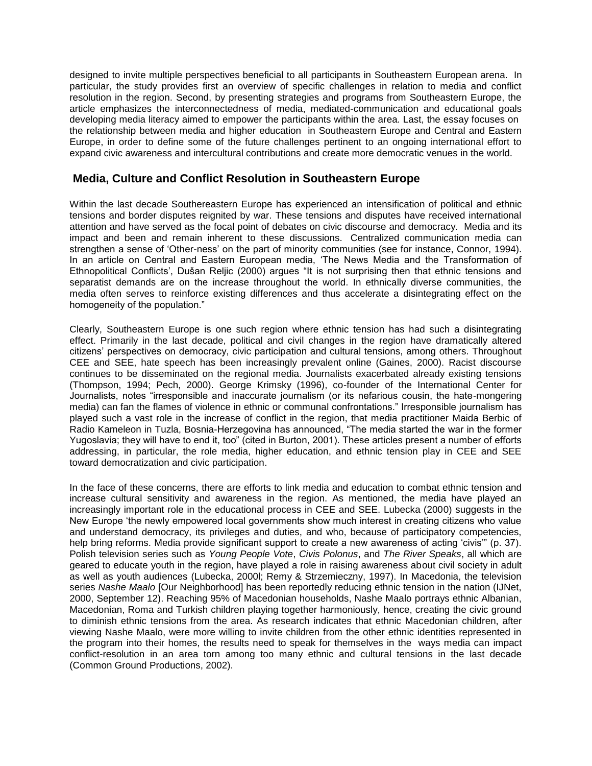designed to invite multiple perspectives beneficial to all participants in Southeastern European arena. In particular, the study provides first an overview of specific challenges in relation to media and conflict resolution in the region. Second, by presenting strategies and programs from Southeastern Europe, the article emphasizes the interconnectedness of media, mediated-communication and educational goals developing media literacy aimed to empower the participants within the area. Last, the essay focuses on the relationship between media and higher education in Southeastern Europe and Central and Eastern Europe, in order to define some of the future challenges pertinent to an ongoing international effort to expand civic awareness and intercultural contributions and create more democratic venues in the world.

## Media, Culture and Conflict Resolution in Southeastern Europe

Within the last decade Southereastern Europe has experienced an intensification of political and ethnic tensions and border disputes reignited by war. These tensions and disputes have received international attention and have served as the focal point of debates on civic discourse and democracy. Media and its impact and been and remain inherent to these discussions. Centralized communication media can strengthen a sense of 'Other-ness' on the part of minority communities (see for instance, Connor, 1994). In an article on Central and Eastern European media, 'The News Media and the Transformation of Ethnopolitical Conflicts', Dušan Reljic (2000) argues "It is not surprising then that ethnic tensions and separatist demands are on the increase throughout the world. In ethnically diverse communities, the media often serves to reinforce existing differences and thus accelerate a disintegrating effect on the homogeneity of the population."

Clearly, Southeastern Europe is one such region where ethnic tension has had such a disintegrating effect. Primarily in the last decade, political and civil changes in the region have dramatically altered citizens' perspectives on democracy, civic participation and cultural tensions, among others. Throughout CEE and SEE, hate speech has been increasingly prevalent online (Gaines, 2000). Racist discourse continues to be disseminated on the regional media. Journalists exacerbated already existing tensions (Thompson, 1994; Pech, 2000). George Krimsky (1996), co-founder of the International Center for Journalists, notes "irresponsible and inaccurate journalism (or its nefarious cousin, the hate-mongering media) can fan the flames of violence in ethnic or communal confrontations." Irresponsible journalism has played such a vast role in the increase of conflict in the region, that media practitioner Maida Berbic of Radio Kameleon in Tuzla, Bosnia-Herzegovina has announced, "The media started the war in the former Yugoslavia; they will have to end it, too" (cited in Burton, 2001). These articles present a number of efforts addressing, in particular, the role media, higher education, and ethnic tension play in CEE and SEE toward democratization and civic participation.

In the face of these concerns, there are efforts to link media and education to combat ethnic tension and increase cultural sensitivity and awareness in the region. As mentioned, the media have played an increasingly important role in the educational process in CEE and SEE. Lubecka (2000) suggests in the New Europe 'the newly empowered local governments show much interest in creating citizens who value and understand democracy, its privileges and duties, and who, because of participatory competencies, help bring reforms. Media provide significant support to create a new awareness of acting 'civis'" (p. 37). Polish television series such as *Young People Vote*, *Civis Polonus*, and *The River Speaks*, all which are geared to educate youth in the region, have played a role in raising awareness about civil society in adult as well as youth audiences (Lubecka, 2000l; Remy & Strzemieczny, 1997). In Macedonia, the television series *Nashe Maalo* [Our Neighborhood] has been reportedly reducing ethnic tension in the nation (IJNet, 2000, September 12). Reaching 95% of Macedonian households, Nashe Maalo portrays ethnic Albanian, Macedonian, Roma and Turkish children playing together harmoniously, hence, creating the civic ground to diminish ethnic tensions from the area. As research indicates that ethnic Macedonian children, after viewing Nashe Maalo, were more willing to invite children from the other ethnic identities represented in the program into their homes, the results need to speak for themselves in the ways media can impact conflict-resolution in an area torn among too many ethnic and cultural tensions in the last decade (Common Ground Productions, 2002).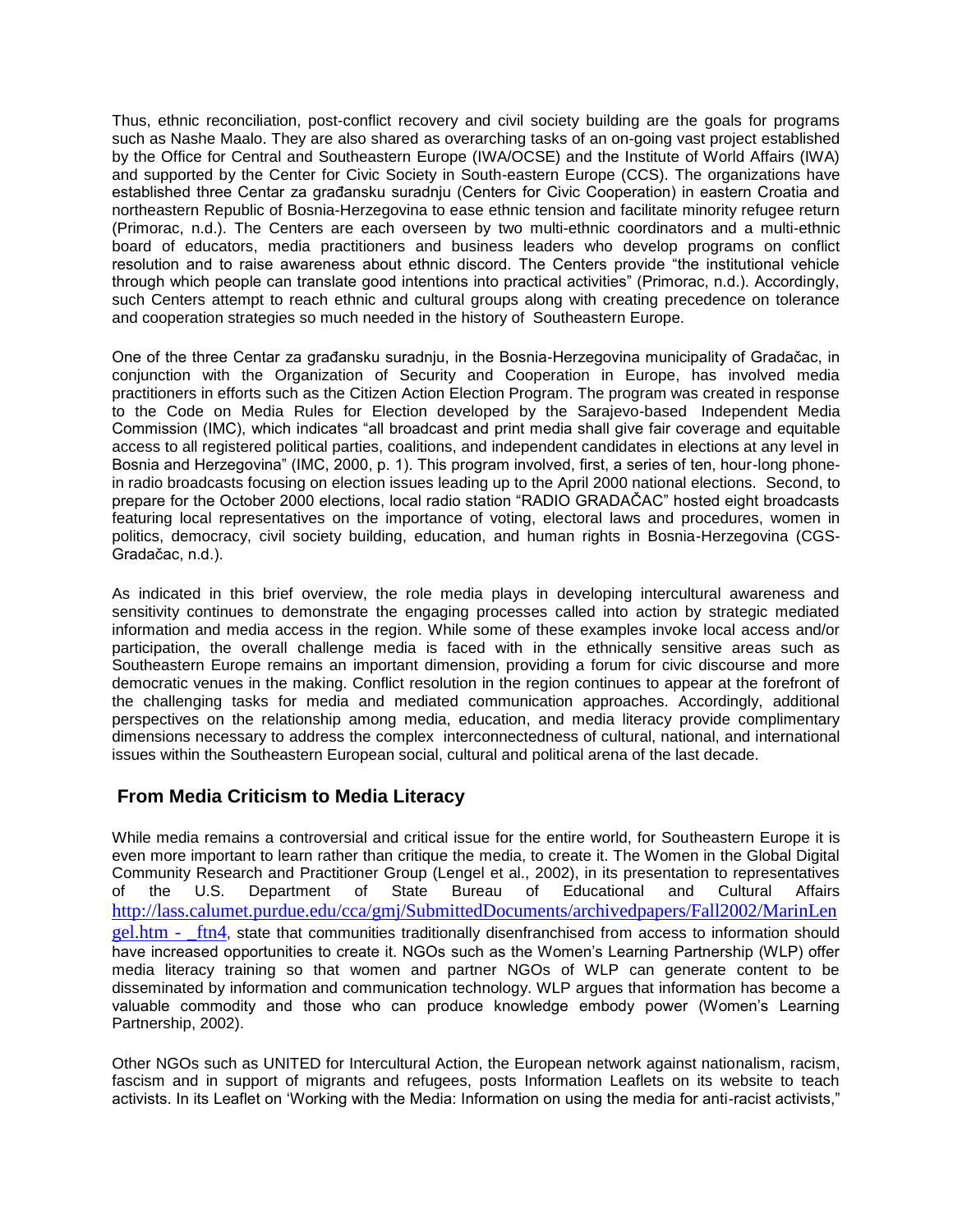Thus, ethnic reconciliation, post-conflict recovery and civil society building are the goals for programs such as Nashe Maalo. They are also shared as overarching tasks of an on-going vast project established by the Office for Central and Southeastern Europe (IWA/OCSE) and the Institute of World Affairs (IWA) and supported by the Center for Civic Society in South-eastern Europe (CCS). The organizations have established three Centar za građansku suradnju (Centers for Civic Cooperation) in eastern Croatia and northeastern Republic of Bosnia-Herzegovina to ease ethnic tension and facilitate minority refugee return (Primorac, n.d.). The Centers are each overseen by two multi-ethnic coordinators and a multi-ethnic board of educators, media practitioners and business leaders who develop programs on conflict resolution and to raise awareness about ethnic discord. The Centers provide "the institutional vehicle through which people can translate good intentions into practical activities" (Primorac, n.d.). Accordingly, such Centers attempt to reach ethnic and cultural groups along with creating precedence on tolerance and cooperation strategies so much needed in the history of Southeastern Europe.

One of the three Centar za građansku suradnju, in the Bosnia-Herzegovina municipality of Gradačac, in conjunction with the Organization of Security and Cooperation in Europe, has involved media practitioners in efforts such as the Citizen Action Election Program. The program was created in response to the Code on Media Rules for Election developed by the Sarajevo-based Independent Media Commission (IMC), which indicates "all broadcast and print media shall give fair coverage and equitable access to all registered political parties, coalitions, and independent candidates in elections at any level in Bosnia and Herzegovina" (IMC, 2000, p. 1). This program involved, first, a series of ten, hour-long phone-in radio broadcasts focusing on election issues leading up to the April 2000 national elections. Second, to prepare for the October 2000 elections, local radio station "RADIO GRADAČAC" hosted eight broadcasts featuring local representatives on the importance of voting, electoral laws and procedures, women in politics, democracy, civil society building, education, and human rights in Bosnia-Herzegovina (CGS-Gradačac, n.d.).

As indicated in this brief overview, the role media plays in developing intercultural awareness and sensitivity continues to demonstrate the engaging processes called into action by strategic mediated information and media access in the region. While some of these examples invoke local access and/or participation, the overall challenge media is faced with in the ethnically sensitive areas such as Southeastern Europe remains an important dimension, providing a forum for civic discourse and more democratic venues in the making. Conflict resolution in the region continues to appear at the forefront of the challenging tasks for media and mediated communication approaches. Accordingly, additional perspectives on the relationship among media, education, and media literacy provide complimentary dimensions necessary to address the complex interconnectedness of cultural, national, and international issues within the Southeastern European social, cultural and political arena of the last decade.

## From Media Criticism to Media Literacy

While media remains a controversial and critical issue for the entire world, for Southeastern Europe it is even more important to learn rather than critique the media, to create it. The Women in the Global Digital Community Research and Practitioner Group (Lengel et al., 2002), in its presentation to representatives of the U.S. Department of State Bureau of Educational and Cultural Affairs http://lass.calumet.purdue.edu/cca/gmj/SubmittedDocuments/archivedpapers/Fall2002/MarinLengel.htm - _ftn4, state that communities traditionally disenfranchised from access to information should have increased opportunities to create it. NGOs such as the Women's Learning Partnership (WLP) offer media literacy training so that women and partner NGOs of WLP can generate content to be disseminated by information and communication technology. WLP argues that information has become a valuable commodity and those who can produce knowledge embody power (Women's Learning Partnership, 2002).

Other NGOs such as UNITED for Intercultural Action, the European network against nationalism, racism, fascism and in support of migrants and refugees, posts Information Leaflets on its website to teach activists. In its Leaflet on 'Working with the Media: Information on using the media for anti-racist activists,"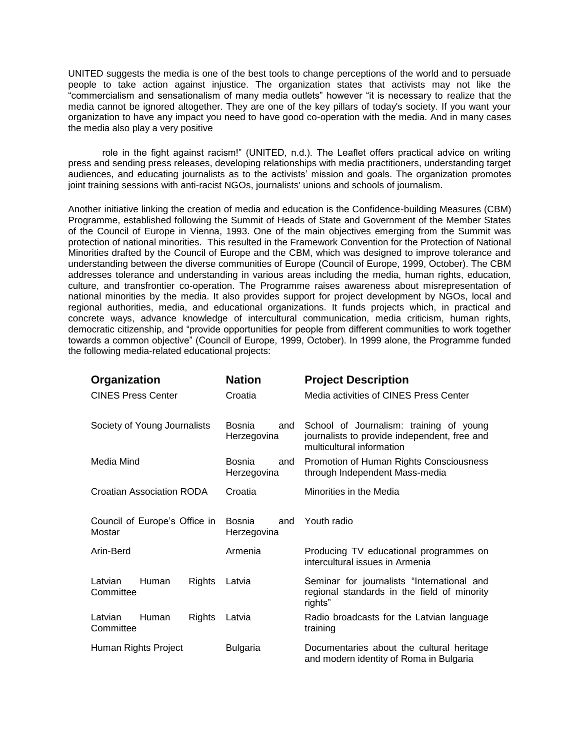UNITED suggests the media is one of the best tools to change perceptions of the world and to persuade people to take action against injustice. The organization states that activists may not like the "commercialism and sensationalism of many media outlets" however "it is necessary to realize that the media cannot be ignored altogether. They are one of the key pillars of today's society. If you want your organization to have any impact you need to have good co-operation with the media. And in many cases the media also play a very positive

role in the fight against racism!" (UNITED, n.d.). The Leaflet offers practical advice on writing press and sending press releases, developing relationships with media practitioners, understanding target audiences, and educating journalists as to the activists' mission and goals. The organization promotes joint training sessions with anti-racist NGOs, journalists' unions and schools of journalism.

Another initiative linking the creation of media and education is the Confidence-building Measures (CBM) Programme, established following the Summit of Heads of State and Government of the Member States of the Council of Europe in Vienna, 1993. One of the main objectives emerging from the Summit was protection of national minorities. This resulted in the Framework Convention for the Protection of National Minorities drafted by the Council of Europe and the CBM, which was designed to improve tolerance and understanding between the diverse communities of Europe (Council of Europe, 1999, October). The CBM addresses tolerance and understanding in various areas including the media, human rights, education, culture, and transfrontier co-operation. The Programme raises awareness about misrepresentation of national minorities by the media. It also provides support for project development by NGOs, local and regional authorities, media, and educational organizations. It funds projects which, in practical and concrete ways, advance knowledge of intercultural communication, media criticism, human rights, democratic citizenship, and "provide opportunities for people from different communities to work together towards a common objective" (Council of Europe, 1999, October). In 1999 alone, the Programme funded the following media-related educational projects:

| Organization | Nation | Project Description |
|---|---|---|
| CINES Press Center | Croatia | Media activities of CINES Press Center |
| Society of Young Journalists | Bosnia and Herzegovina | School of Journalism: training of young journalists to provide independent, free and multicultural information |
| Media Mind | Bosnia and Herzegovina | Promotion of Human Rights Consciousness through Independent Mass-media |
| Croatian Association RODA | Croatia | Minorities in the Media |
| Council of Europe's Office in Mostar | Bosnia and Herzegovina | Youth radio |
| Arin-Berd | Armenia | Producing TV educational programmes on intercultural issues in Armenia |
| Latvian Human Rights Committee | Latvia | Seminar for journalists "International and regional standards in the field of minority rights" |
| Latvian Human Rights Committee | Latvia | Radio broadcasts for the Latvian language training |
| Human Rights Project | Bulgaria | Documentaries about the cultural heritage and modern identity of Roma in Bulgaria |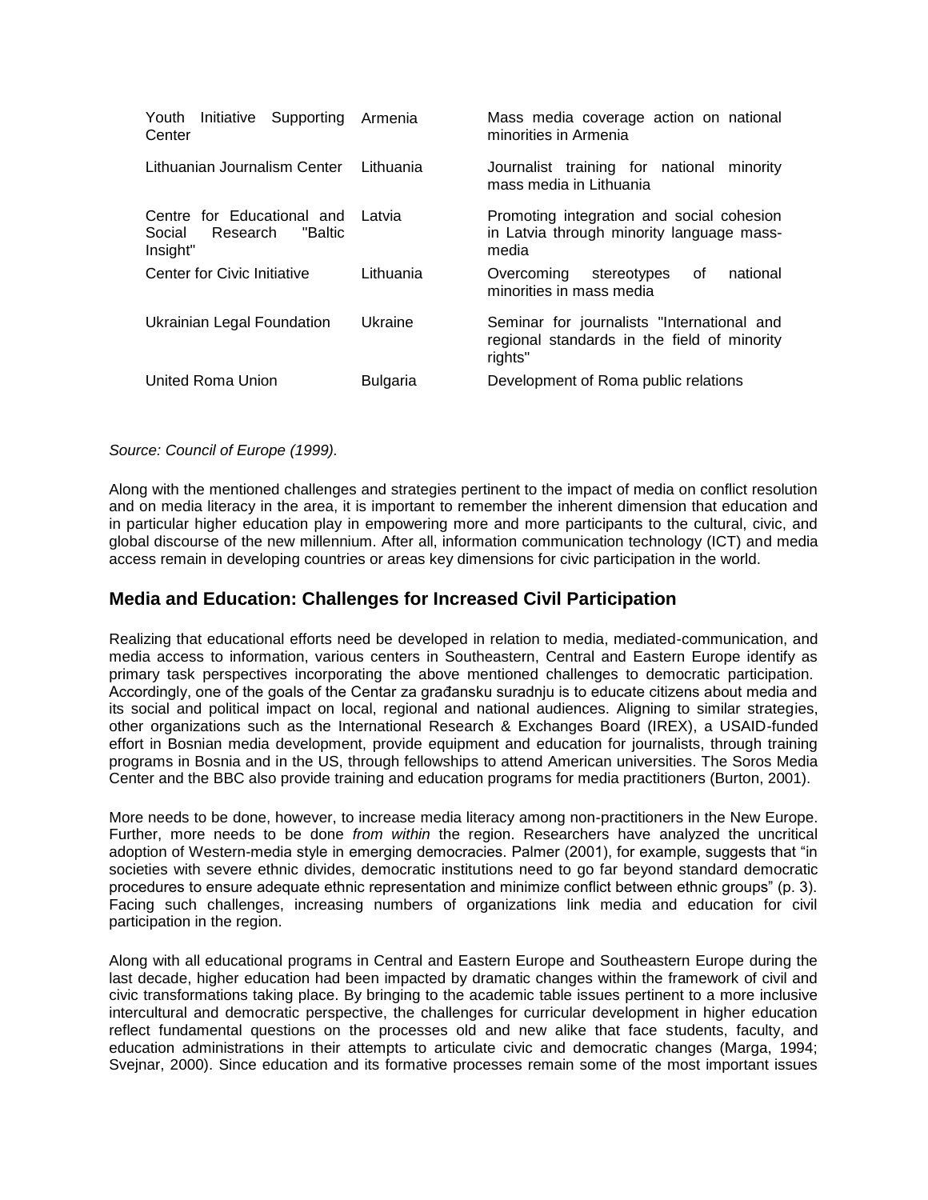| | | |
|---|---|---|
| Youth Initiative Supporting Center | Armenia | Mass media coverage action on national minorities in Armenia |
| Lithuanian Journalism Center | Lithuania | Journalist training for national minority mass media in Lithuania |
| Centre for Educational and Social Research "Baltic Insight" | Latvia | Promoting integration and social cohesion in Latvia through minority language mass-media |
| Center for Civic Initiative | Lithuania | Overcoming stereotypes of national minorities in mass media |
| Ukrainian Legal Foundation | Ukraine | Seminar for journalists "International and regional standards in the field of minority rights" |
| United Roma Union | Bulgaria | Development of Roma public relations |

*Source: Council of Europe (1999).*

Along with the mentioned challenges and strategies pertinent to the impact of media on conflict resolution and on media literacy in the area, it is important to remember the inherent dimension that education and in particular higher education play in empowering more and more participants to the cultural, civic, and global discourse of the new millennium. After all, information communication technology (ICT) and media access remain in developing countries or areas key dimensions for civic participation in the world.

## Media and Education: Challenges for Increased Civil Participation

Realizing that educational efforts need be developed in relation to media, mediated-communication, and media access to information, various centers in Southeastern, Central and Eastern Europe identify as primary task perspectives incorporating the above mentioned challenges to democratic participation. Accordingly, one of the goals of the Centar za građansku suradnju is to educate citizens about media and its social and political impact on local, regional and national audiences. Aligning to similar strategies, other organizations such as the International Research & Exchanges Board (IREX), a USAID-funded effort in Bosnian media development, provide equipment and education for journalists, through training programs in Bosnia and in the US, through fellowships to attend American universities. The Soros Media Center and the BBC also provide training and education programs for media practitioners (Burton, 2001).

More needs to be done, however, to increase media literacy among non-practitioners in the New Europe. Further, more needs to be done *from within* the region. Researchers have analyzed the uncritical adoption of Western-media style in emerging democracies. Palmer (2001), for example, suggests that "in societies with severe ethnic divides, democratic institutions need to go far beyond standard democratic procedures to ensure adequate ethnic representation and minimize conflict between ethnic groups" (p. 3). Facing such challenges, increasing numbers of organizations link media and education for civil participation in the region.

Along with all educational programs in Central and Eastern Europe and Southeastern Europe during the last decade, higher education had been impacted by dramatic changes within the framework of civil and civic transformations taking place. By bringing to the academic table issues pertinent to a more inclusive intercultural and democratic perspective, the challenges for curricular development in higher education reflect fundamental questions on the processes old and new alike that face students, faculty, and education administrations in their attempts to articulate civic and democratic changes (Marga, 1994; Svejnar, 2000). Since education and its formative processes remain some of the most important issues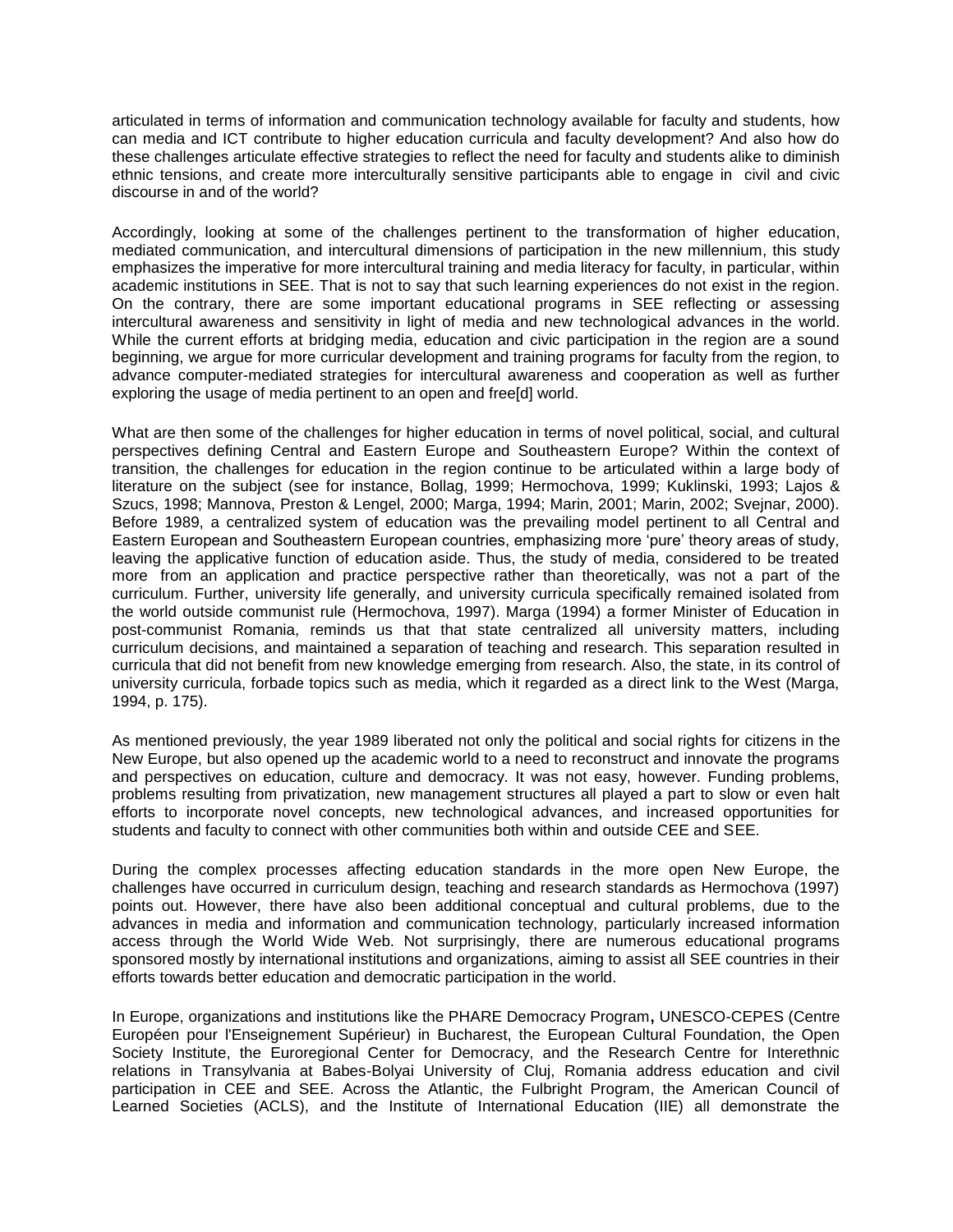articulated in terms of information and communication technology available for faculty and students, how can media and ICT contribute to higher education curricula and faculty development? And also how do these challenges articulate effective strategies to reflect the need for faculty and students alike to diminish ethnic tensions, and create more interculturally sensitive participants able to engage in civil and civic discourse in and of the world?

Accordingly, looking at some of the challenges pertinent to the transformation of higher education, mediated communication, and intercultural dimensions of participation in the new millennium, this study emphasizes the imperative for more intercultural training and media literacy for faculty, in particular, within academic institutions in SEE. That is not to say that such learning experiences do not exist in the region. On the contrary, there are some important educational programs in SEE reflecting or assessing intercultural awareness and sensitivity in light of media and new technological advances in the world. While the current efforts at bridging media, education and civic participation in the region are a sound beginning, we argue for more curricular development and training programs for faculty from the region, to advance computer-mediated strategies for intercultural awareness and cooperation as well as further exploring the usage of media pertinent to an open and free[d] world.

What are then some of the challenges for higher education in terms of novel political, social, and cultural perspectives defining Central and Eastern Europe and Southeastern Europe? Within the context of transition, the challenges for education in the region continue to be articulated within a large body of literature on the subject (see for instance, Bollag, 1999; Hermochova, 1999; Kuklinski, 1993; Lajos & Szucs, 1998; Mannova, Preston & Lengel, 2000; Marga, 1994; Marin, 2001; Marin, 2002; Svejnar, 2000). Before 1989, a centralized system of education was the prevailing model pertinent to all Central and Eastern European and Southeastern European countries, emphasizing more 'pure' theory areas of study, leaving the applicative function of education aside. Thus, the study of media, considered to be treated more from an application and practice perspective rather than theoretically, was not a part of the curriculum. Further, university life generally, and university curricula specifically remained isolated from the world outside communist rule (Hermochova, 1997). Marga (1994) a former Minister of Education in post-communist Romania, reminds us that that state centralized all university matters, including curriculum decisions, and maintained a separation of teaching and research. This separation resulted in curricula that did not benefit from new knowledge emerging from research. Also, the state, in its control of university curricula, forbade topics such as media, which it regarded as a direct link to the West (Marga, 1994, p. 175).

As mentioned previously, the year 1989 liberated not only the political and social rights for citizens in the New Europe, but also opened up the academic world to a need to reconstruct and innovate the programs and perspectives on education, culture and democracy. It was not easy, however. Funding problems, problems resulting from privatization, new management structures all played a part to slow or even halt efforts to incorporate novel concepts, new technological advances, and increased opportunities for students and faculty to connect with other communities both within and outside CEE and SEE.

During the complex processes affecting education standards in the more open New Europe, the challenges have occurred in curriculum design, teaching and research standards as Hermochova (1997) points out. However, there have also been additional conceptual and cultural problems, due to the advances in media and information and communication technology, particularly increased information access through the World Wide Web. Not surprisingly, there are numerous educational programs sponsored mostly by international institutions and organizations, aiming to assist all SEE countries in their efforts towards better education and democratic participation in the world.

In Europe, organizations and institutions like the PHARE Democracy Program**,** UNESCO-CEPES (Centre Européen pour l'Enseignement Supérieur) in Bucharest, the European Cultural Foundation, the Open Society Institute, the Euroregional Center for Democracy, and the Research Centre for Interethnic relations in Transylvania at Babes-Bolyai University of Cluj, Romania address education and civil participation in CEE and SEE. Across the Atlantic, the Fulbright Program, the American Council of Learned Societies (ACLS), and the Institute of International Education (IIE) all demonstrate the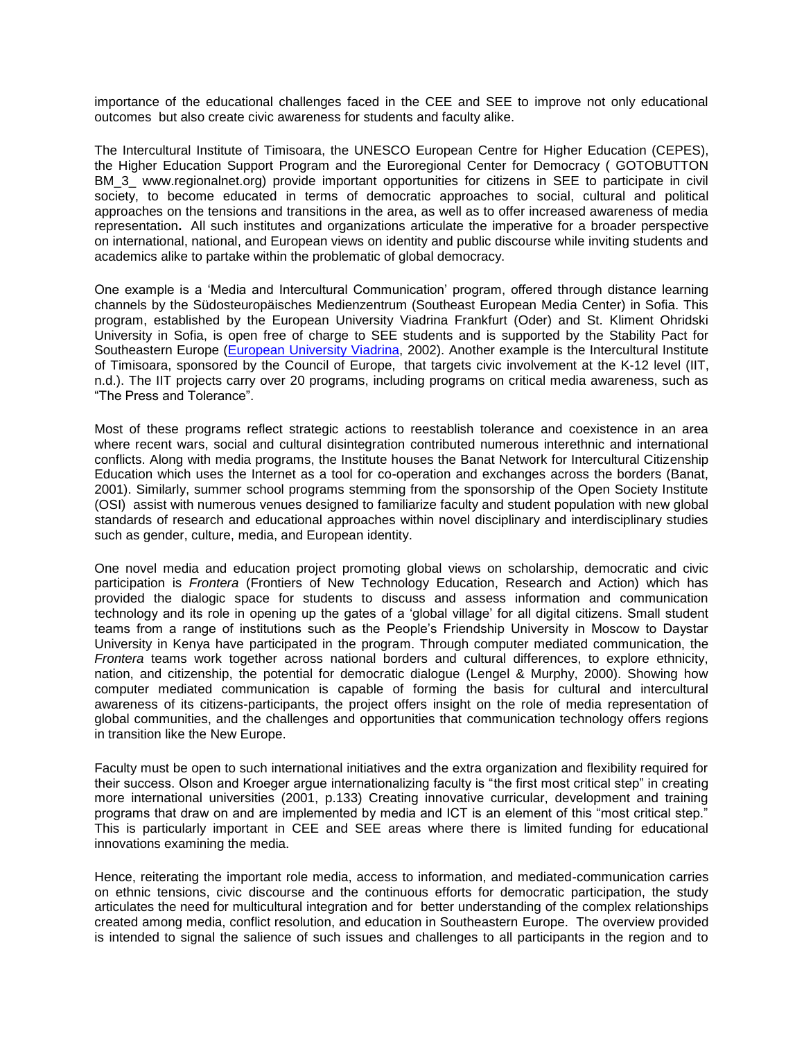importance of the educational challenges faced in the CEE and SEE to improve not only educational outcomes but also create civic awareness for students and faculty alike.

The Intercultural Institute of Timisoara, the UNESCO European Centre for Higher Education (CEPES), the Higher Education Support Program and the Euroregional Center for Democracy ( GOTOBUTTON BM_3_ www.regionalnet.org) provide important opportunities for citizens in SEE to participate in civil society, to become educated in terms of democratic approaches to social, cultural and political approaches on the tensions and transitions in the area, as well as to offer increased awareness of media representation. All such institutes and organizations articulate the imperative for a broader perspective on international, national, and European views on identity and public discourse while inviting students and academics alike to partake within the problematic of global democracy.

One example is a 'Media and Intercultural Communication' program, offered through distance learning channels by the Südosteuropäisches Medienzentrum (Southeast European Media Center) in Sofia. This program, established by the European University Viadrina Frankfurt (Oder) and St. Kliment Ohridski University in Sofia, is open free of charge to SEE students and is supported by the Stability Pact for Southeastern Europe (European University Viadrina, 2002). Another example is the Intercultural Institute of Timisoara, sponsored by the Council of Europe, that targets civic involvement at the K-12 level (IIT, n.d.). The IIT projects carry over 20 programs, including programs on critical media awareness, such as "The Press and Tolerance".

Most of these programs reflect strategic actions to reestablish tolerance and coexistence in an area where recent wars, social and cultural disintegration contributed numerous interethnic and international conflicts. Along with media programs, the Institute houses the Banat Network for Intercultural Citizenship Education which uses the Internet as a tool for co-operation and exchanges across the borders (Banat, 2001). Similarly, summer school programs stemming from the sponsorship of the Open Society Institute (OSI) assist with numerous venues designed to familiarize faculty and student population with new global standards of research and educational approaches within novel disciplinary and interdisciplinary studies such as gender, culture, media, and European identity.

One novel media and education project promoting global views on scholarship, democratic and civic participation is *Frontera* (Frontiers of New Technology Education, Research and Action) which has provided the dialogic space for students to discuss and assess information and communication technology and its role in opening up the gates of a 'global village' for all digital citizens. Small student teams from a range of institutions such as the People's Friendship University in Moscow to Daystar University in Kenya have participated in the program. Through computer mediated communication, the *Frontera* teams work together across national borders and cultural differences, to explore ethnicity, nation, and citizenship, the potential for democratic dialogue (Lengel & Murphy, 2000). Showing how computer mediated communication is capable of forming the basis for cultural and intercultural awareness of its citizens-participants, the project offers insight on the role of media representation of global communities, and the challenges and opportunities that communication technology offers regions in transition like the New Europe.

Faculty must be open to such international initiatives and the extra organization and flexibility required for their success. Olson and Kroeger argue internationalizing faculty is "the first most critical step" in creating more international universities (2001, p.133) Creating innovative curricular, development and training programs that draw on and are implemented by media and ICT is an element of this "most critical step." This is particularly important in CEE and SEE areas where there is limited funding for educational innovations examining the media.

Hence, reiterating the important role media, access to information, and mediated-communication carries on ethnic tensions, civic discourse and the continuous efforts for democratic participation, the study articulates the need for multicultural integration and for better understanding of the complex relationships created among media, conflict resolution, and education in Southeastern Europe. The overview provided is intended to signal the salience of such issues and challenges to all participants in the region and to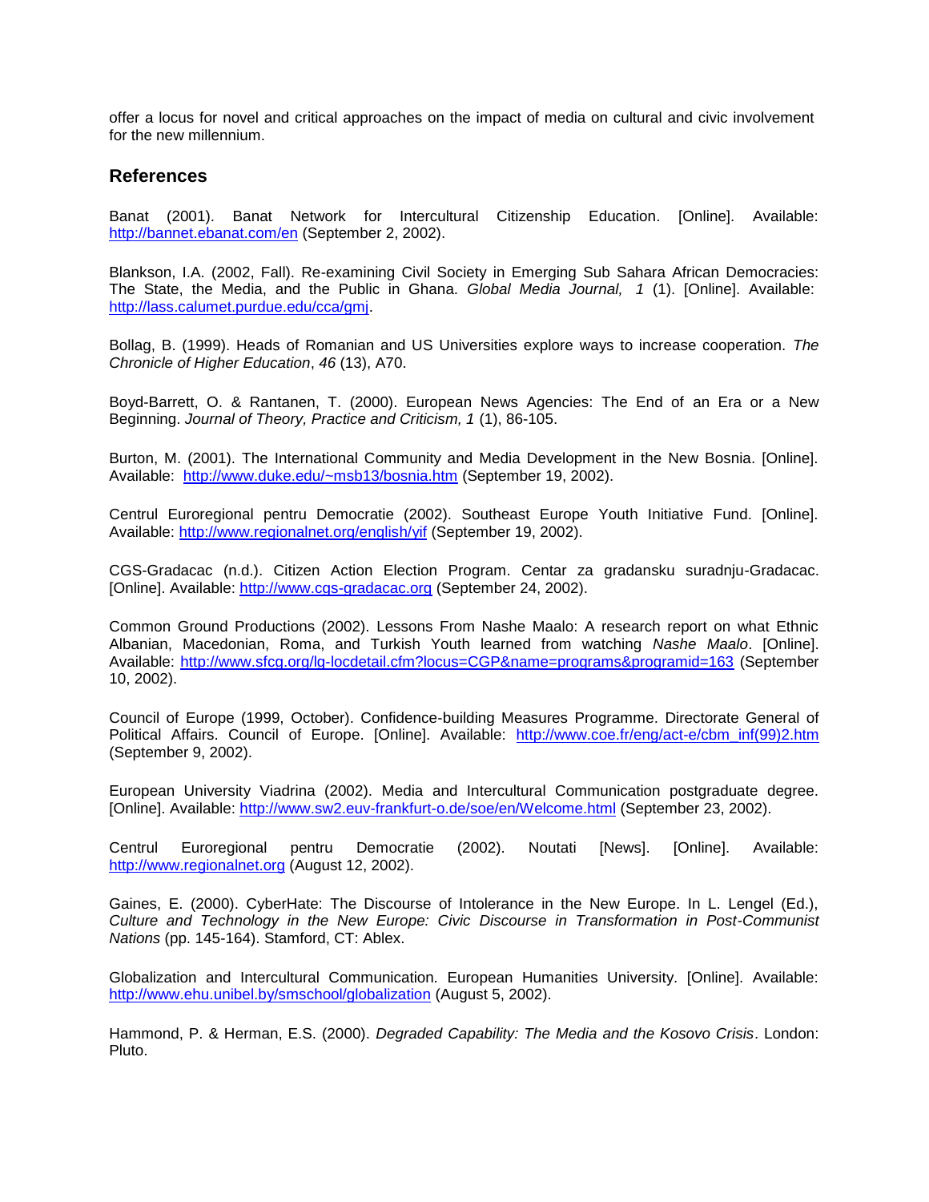offer a locus for novel and critical approaches on the impact of media on cultural and civic involvement for the new millennium.

## References

Banat (2001). Banat Network for Intercultural Citizenship Education. [Online]. Available: http://bannet.ebanat.com/en (September 2, 2002).

Blankson, I.A. (2002, Fall). Re-examining Civil Society in Emerging Sub Sahara African Democracies: The State, the Media, and the Public in Ghana. *Global Media Journal, 1* (1). [Online]. Available: http://lass.calumet.purdue.edu/cca/gmj.

Bollag, B. (1999). Heads of Romanian and US Universities explore ways to increase cooperation. *The Chronicle of Higher Education*, *46* (13), A70.

Boyd-Barrett, O. & Rantanen, T. (2000). European News Agencies: The End of an Era or a New Beginning. *Journal of Theory, Practice and Criticism, 1* (1), 86-105.

Burton, M. (2001). The International Community and Media Development in the New Bosnia. [Online]. Available: http://www.duke.edu/~msb13/bosnia.htm (September 19, 2002).

Centrul Euroregional pentru Democratie (2002). Southeast Europe Youth Initiative Fund. [Online]. Available: http://www.regionalnet.org/english/yif (September 19, 2002).

CGS-Gradacac (n.d.). Citizen Action Election Program. Centar za gradansku suradnju-Gradacac. [Online]. Available: http://www.cgs-gradacac.org (September 24, 2002).

Common Ground Productions (2002). Lessons From Nashe Maalo: A research report on what Ethnic Albanian, Macedonian, Roma, and Turkish Youth learned from watching *Nashe Maalo*. [Online]. Available: http://www.sfcg.org/lg-locdetail.cfm?locus=CGP&name=programs&programid=163 (September 10, 2002).

Council of Europe (1999, October). Confidence-building Measures Programme. Directorate General of Political Affairs. Council of Europe. [Online]. Available: http://www.coe.fr/eng/act-e/cbm_inf(99)2.htm (September 9, 2002).

European University Viadrina (2002). Media and Intercultural Communication postgraduate degree. [Online]. Available: http://www.sw2.euv-frankfurt-o.de/soe/en/Welcome.html (September 23, 2002).

Centrul Euroregional pentru Democratie (2002). Noutati [News]. [Online]. Available: http://www.regionalnet.org (August 12, 2002).

Gaines, E. (2000). CyberHate: The Discourse of Intolerance in the New Europe. In L. Lengel (Ed.), *Culture and Technology in the New Europe: Civic Discourse in Transformation in Post-Communist Nations* (pp. 145-164). Stamford, CT: Ablex.

Globalization and Intercultural Communication. European Humanities University. [Online]. Available: http://www.ehu.unibel.by/smschool/globalization (August 5, 2002).

Hammond, P. & Herman, E.S. (2000). *Degraded Capability: The Media and the Kosovo Crisis*. London: Pluto.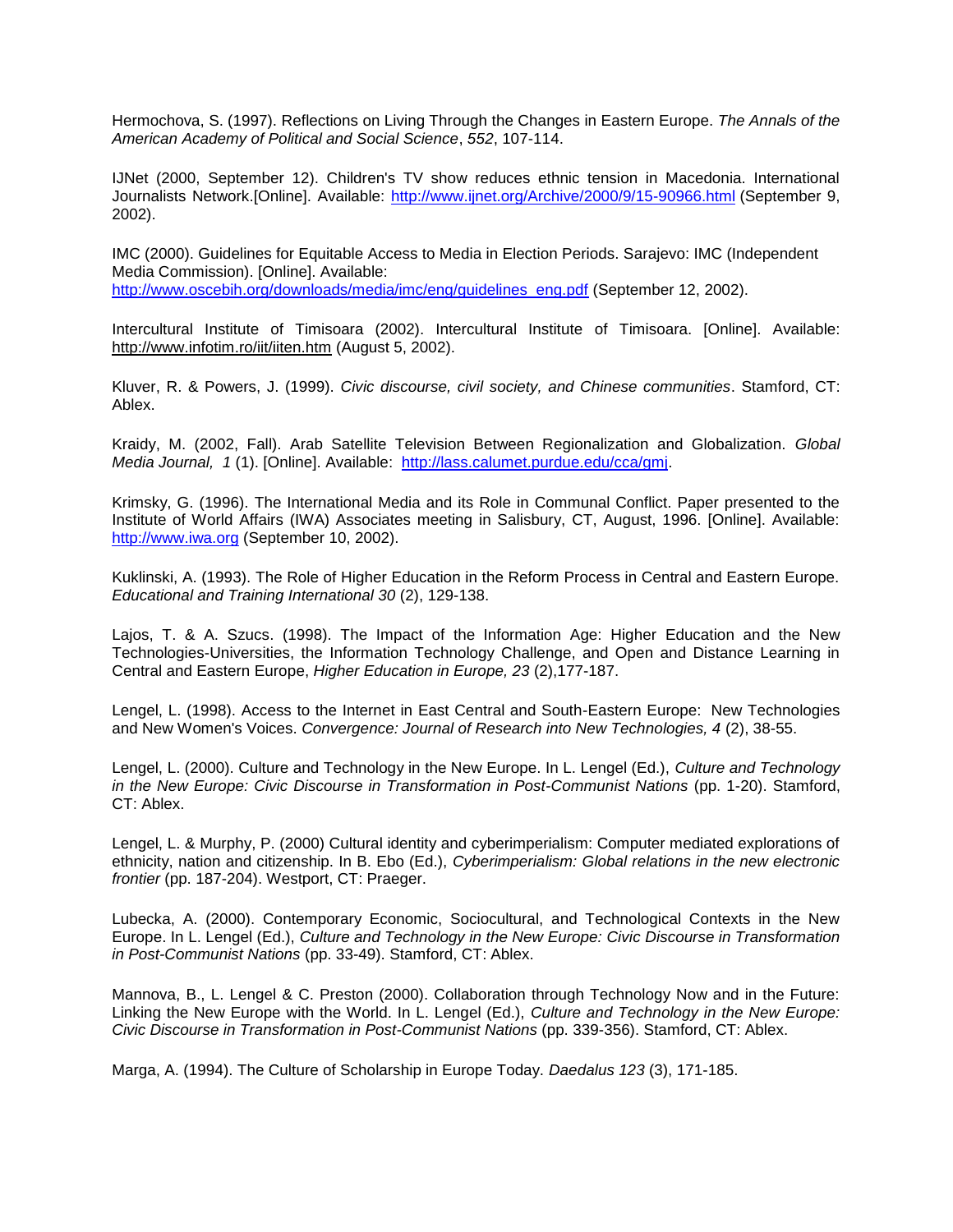Hermochova, S. (1997). Reflections on Living Through the Changes in Eastern Europe. *The Annals of the American Academy of Political and Social Science*, *552*, 107-114.

IJNet (2000, September 12). Children's TV show reduces ethnic tension in Macedonia. International Journalists Network.[Online]. Available: http://www.ijnet.org/Archive/2000/9/15-90966.html (September 9, 2002).

IMC (2000). Guidelines for Equitable Access to Media in Election Periods. Sarajevo: IMC (Independent Media Commission). [Online]. Available: http://www.oscebih.org/downloads/media/imc/eng/guidelines_eng.pdf (September 12, 2002).

Intercultural Institute of Timisoara (2002). Intercultural Institute of Timisoara. [Online]. Available: http://www.infotim.ro/iit/iiten.htm (August 5, 2002).

Kluver, R. & Powers, J. (1999). *Civic discourse, civil society, and Chinese communities*. Stamford, CT: Ablex.

Kraidy, M. (2002, Fall). Arab Satellite Television Between Regionalization and Globalization. *Global Media Journal, 1* (1). [Online]. Available: http://lass.calumet.purdue.edu/cca/gmj.

Krimsky, G. (1996). The International Media and its Role in Communal Conflict. Paper presented to the Institute of World Affairs (IWA) Associates meeting in Salisbury, CT, August, 1996. [Online]. Available: http://www.iwa.org (September 10, 2002).

Kuklinski, A. (1993). The Role of Higher Education in the Reform Process in Central and Eastern Europe. *Educational and Training International 30* (2), 129-138.

Lajos, T. & A. Szucs. (1998). The Impact of the Information Age: Higher Education and the New Technologies-Universities, the Information Technology Challenge, and Open and Distance Learning in Central and Eastern Europe, *Higher Education in Europe, 23* (2),177-187.

Lengel, L. (1998). Access to the Internet in East Central and South-Eastern Europe: New Technologies and New Women's Voices. *Convergence: Journal of Research into New Technologies, 4* (2), 38-55.

Lengel, L. (2000). Culture and Technology in the New Europe. In L. Lengel (Ed.), *Culture and Technology in the New Europe: Civic Discourse in Transformation in Post-Communist Nations* (pp. 1-20). Stamford, CT: Ablex.

Lengel, L. & Murphy, P. (2000) Cultural identity and cyberimperialism: Computer mediated explorations of ethnicity, nation and citizenship. In B. Ebo (Ed.), *Cyberimperialism: Global relations in the new electronic frontier* (pp. 187-204). Westport, CT: Praeger.

Lubecka, A. (2000). Contemporary Economic, Sociocultural, and Technological Contexts in the New Europe. In L. Lengel (Ed.), *Culture and Technology in the New Europe: Civic Discourse in Transformation in Post-Communist Nations* (pp. 33-49). Stamford, CT: Ablex.

Mannova, B., L. Lengel & C. Preston (2000). Collaboration through Technology Now and in the Future: Linking the New Europe with the World. In L. Lengel (Ed.), *Culture and Technology in the New Europe: Civic Discourse in Transformation in Post-Communist Nations* (pp. 339-356). Stamford, CT: Ablex.

Marga, A. (1994). The Culture of Scholarship in Europe Today. *Daedalus 123* (3), 171-185.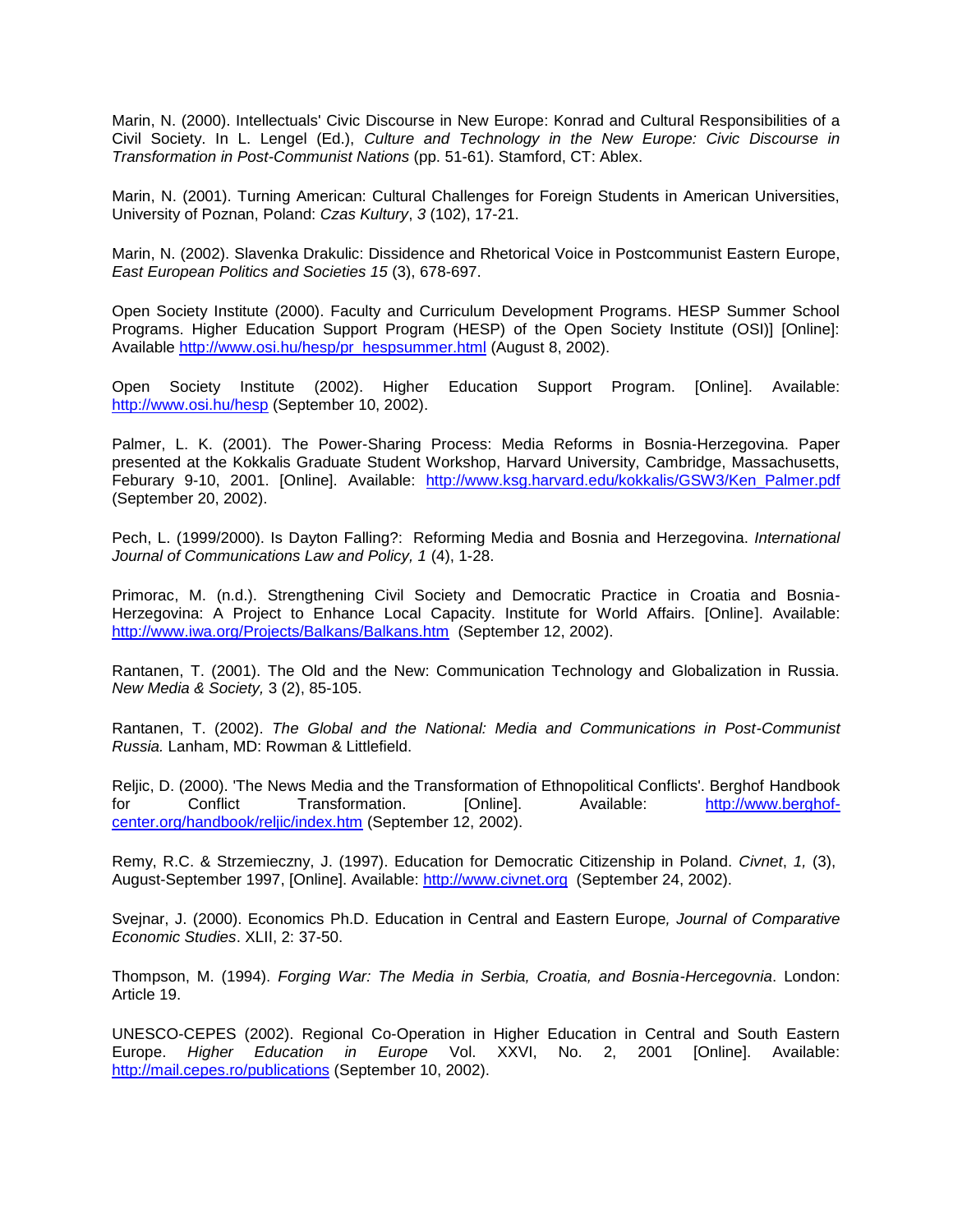Marin, N. (2000). Intellectuals' Civic Discourse in New Europe: Konrad and Cultural Responsibilities of a Civil Society. In L. Lengel (Ed.), *Culture and Technology in the New Europe: Civic Discourse in Transformation in Post-Communist Nations* (pp. 51-61). Stamford, CT: Ablex.

Marin, N. (2001). Turning American: Cultural Challenges for Foreign Students in American Universities, University of Poznan, Poland: *Czas Kultury*, *3* (102), 17-21.

Marin, N. (2002). Slavenka Drakulic: Dissidence and Rhetorical Voice in Postcommunist Eastern Europe, *East European Politics and Societies 15* (3), 678-697.

Open Society Institute (2000). Faculty and Curriculum Development Programs. HESP Summer School Programs. Higher Education Support Program (HESP) of the Open Society Institute (OSI)] [Online]: Available http://www.osi.hu/hesp/pr_hespsummer.html (August 8, 2002).

Open Society Institute (2002). Higher Education Support Program. [Online]. Available: http://www.osi.hu/hesp (September 10, 2002).

Palmer, L. K. (2001). The Power-Sharing Process: Media Reforms in Bosnia-Herzegovina. Paper presented at the Kokkalis Graduate Student Workshop, Harvard University, Cambridge, Massachusetts, Feburary 9-10, 2001. [Online]. Available: http://www.ksg.harvard.edu/kokkalis/GSW3/Ken_Palmer.pdf (September 20, 2002).

Pech, L. (1999/2000). Is Dayton Falling?: Reforming Media and Bosnia and Herzegovina. *International Journal of Communications Law and Policy, 1* (4), 1-28.

Primorac, M. (n.d.). Strengthening Civil Society and Democratic Practice in Croatia and Bosnia-Herzegovina: A Project to Enhance Local Capacity. Institute for World Affairs. [Online]. Available: http://www.iwa.org/Projects/Balkans/Balkans.htm (September 12, 2002).

Rantanen, T. (2001). The Old and the New: Communication Technology and Globalization in Russia. *New Media & Society,* 3 (2), 85-105.

Rantanen, T. (2002). *The Global and the National: Media and Communications in Post-Communist Russia.* Lanham, MD: Rowman & Littlefield.

Reljic, D. (2000). 'The News Media and the Transformation of Ethnopolitical Conflicts'. Berghof Handbook for Conflict Transformation. [Online]. Available: http://www.berghof-center.org/handbook/reljic/index.htm (September 12, 2002).

Remy, R.C. & Strzemieczny, J. (1997). Education for Democratic Citizenship in Poland. *Civnet*, *1,* (3), August-September 1997, [Online]. Available: http://www.civnet.org (September 24, 2002).

Svejnar, J. (2000). Economics Ph.D. Education in Central and Eastern Europe*, Journal of Comparative Economic Studies*. XLII, 2: 37-50.

Thompson, M. (1994). *Forging War: The Media in Serbia, Croatia, and Bosnia-Hercegovnia*. London: Article 19.

UNESCO-CEPES (2002). Regional Co-Operation in Higher Education in Central and South Eastern Europe. *Higher Education in Europe* Vol. XXVI, No. 2, 2001 [Online]. Available: http://mail.cepes.ro/publications (September 10, 2002).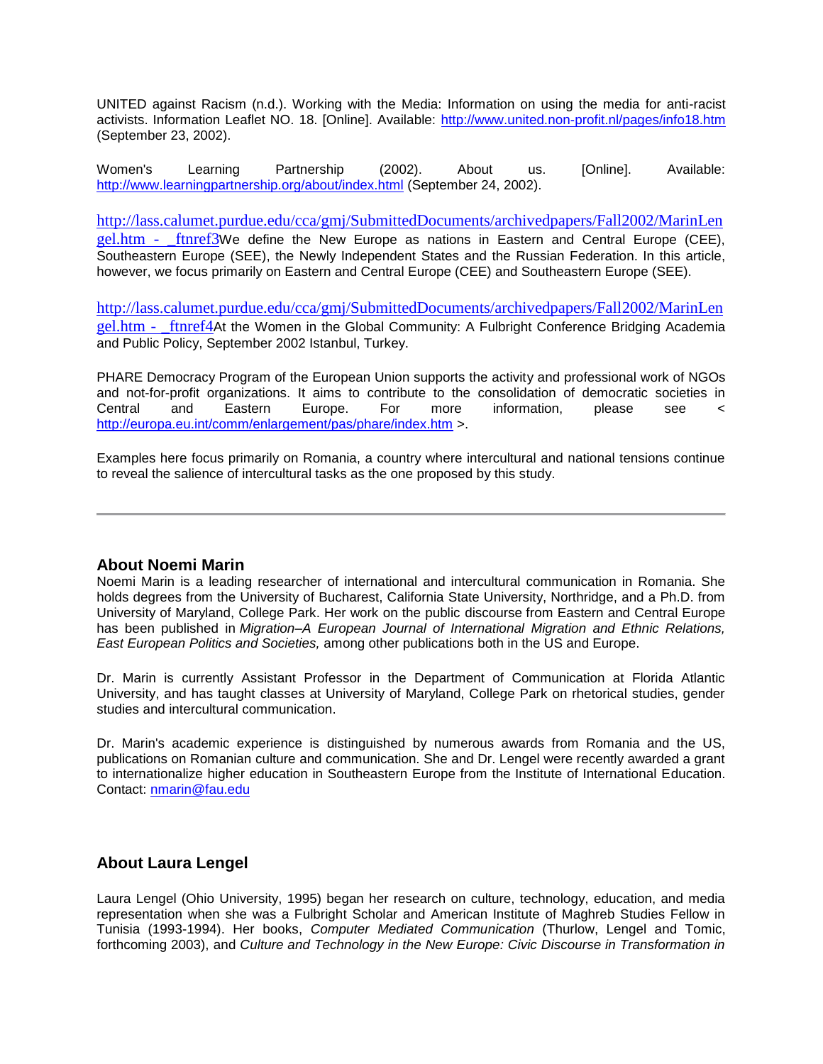UNITED against Racism (n.d.). Working with the Media: Information on using the media for anti-racist activists. Information Leaflet NO. 18. [Online]. Available: http://www.united.non-profit.nl/pages/info18.htm (September 23, 2002).

Women's Learning Partnership (2002). About us. [Online]. Available: http://www.learningpartnership.org/about/index.html (September 24, 2002).

http://lass.calumet.purdue.edu/cca/gmj/SubmittedDocuments/archivedpapers/Fall2002/MarinLengel.htm - _ftnref3We define the New Europe as nations in Eastern and Central Europe (CEE), Southeastern Europe (SEE), the Newly Independent States and the Russian Federation. In this article, however, we focus primarily on Eastern and Central Europe (CEE) and Southeastern Europe (SEE).

http://lass.calumet.purdue.edu/cca/gmj/SubmittedDocuments/archivedpapers/Fall2002/MarinLengel.htm - _ftnref4At the Women in the Global Community: A Fulbright Conference Bridging Academia and Public Policy, September 2002 Istanbul, Turkey.

PHARE Democracy Program of the European Union supports the activity and professional work of NGOs and not-for-profit organizations. It aims to contribute to the consolidation of democratic societies in Central and Eastern Europe. For more information, please see < http://europa.eu.int/comm/enlargement/pas/phare/index.htm >.

Examples here focus primarily on Romania, a country where intercultural and national tensions continue to reveal the salience of intercultural tasks as the one proposed by this study.

---

### About Noemi Marin

Noemi Marin is a leading researcher of international and intercultural communication in Romania. She holds degrees from the University of Bucharest, California State University, Northridge, and a Ph.D. from University of Maryland, College Park. Her work on the public discourse from Eastern and Central Europe has been published in *Migration–A European Journal of International Migration and Ethnic Relations, East European Politics and Societies,* among other publications both in the US and Europe.

Dr. Marin is currently Assistant Professor in the Department of Communication at Florida Atlantic University, and has taught classes at University of Maryland, College Park on rhetorical studies, gender studies and intercultural communication.

Dr. Marin's academic experience is distinguished by numerous awards from Romania and the US, publications on Romanian culture and communication. She and Dr. Lengel were recently awarded a grant to internationalize higher education in Southeastern Europe from the Institute of International Education. Contact: nmarin@fau.edu

### About Laura Lengel

Laura Lengel (Ohio University, 1995) began her research on culture, technology, education, and media representation when she was a Fulbright Scholar and American Institute of Maghreb Studies Fellow in Tunisia (1993-1994). Her books, *Computer Mediated Communication* (Thurlow, Lengel and Tomic, forthcoming 2003), and *Culture and Technology in the New Europe: Civic Discourse in Transformation in*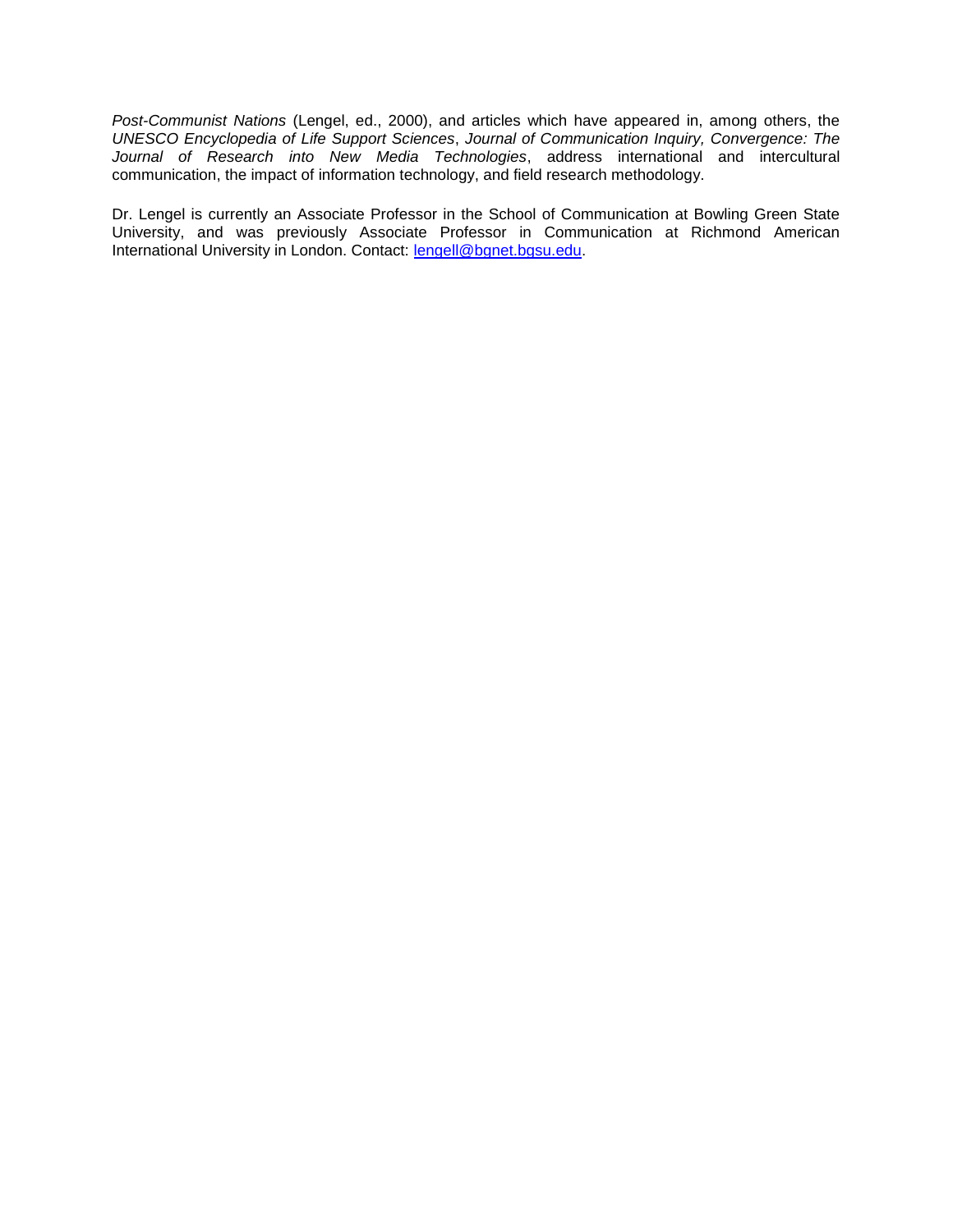*Post-Communist Nations* (Lengel, ed., 2000), and articles which have appeared in, among others, the *UNESCO Encyclopedia of Life Support Sciences*, *Journal of Communication Inquiry, Convergence: The Journal of Research into New Media Technologies*, address international and intercultural communication, the impact of information technology, and field research methodology.

Dr. Lengel is currently an Associate Professor in the School of Communication at Bowling Green State University, and was previously Associate Professor in Communication at Richmond American International University in London. Contact: lengell@bgnet.bgsu.edu.